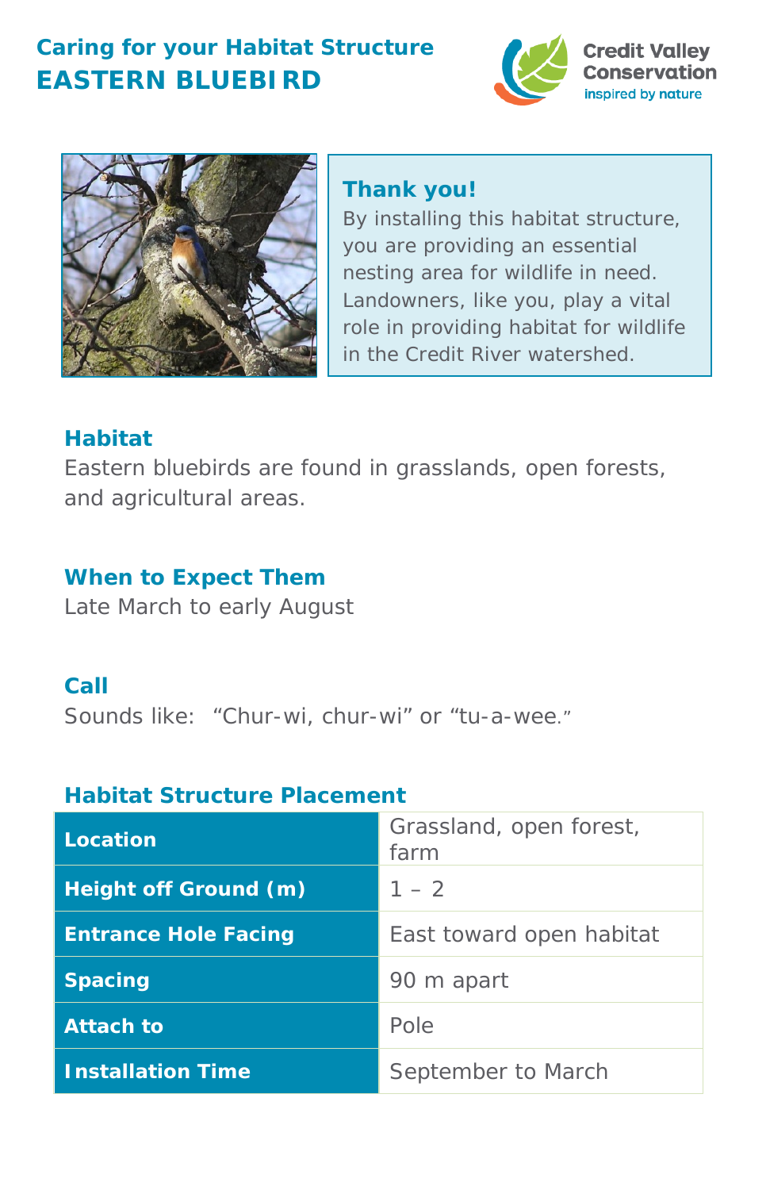## Caring for your Habitat Structure
# EASTERN BLUEBIRD

Credit Valley Conservation
inspired by nature

### Thank you!

By installing this habitat structure, you are providing an essential nesting area for wildlife in need. Landowners, like you, play a vital role in providing habitat for wildlife in the Credit River watershed.

### Habitat

Eastern bluebirds are found in grasslands, open forests, and agricultural areas.

### When to Expect Them

Late March to early August

### Call

Sounds like: "Chur-wi, chur-wi" or "tu-a-wee."

### Habitat Structure Placement

| | |
|---|---|
| **Location** | Grassland, open forest, farm |
| **Height off Ground (m)** | 1 – 2 |
| **Entrance Hole Facing** | East toward open habitat |
| **Spacing** | 90 m apart |
| **Attach to** | Pole |
| **Installation Time** | September to March |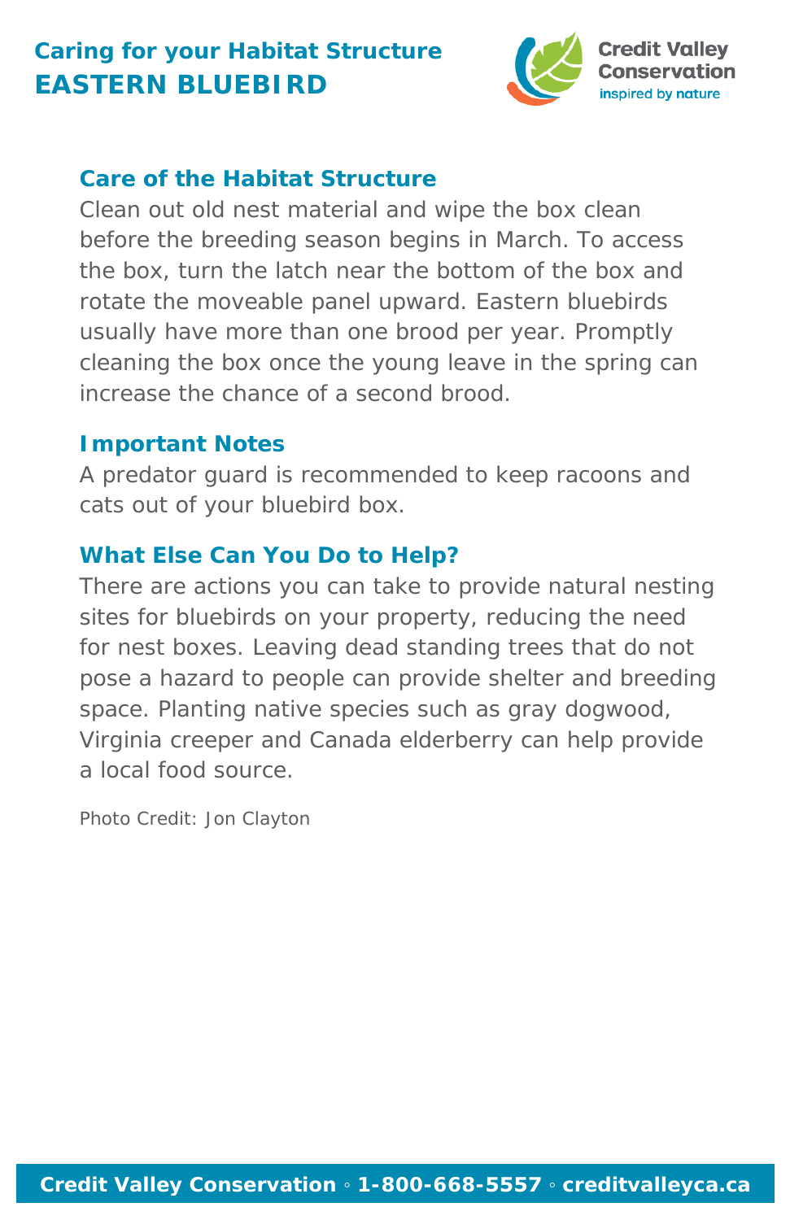## Caring for your Habitat Structure
# EASTERN BLUEBIRD

Credit Valley Conservation
inspired by nature

### Care of the Habitat Structure

Clean out old nest material and wipe the box clean before the breeding season begins in March. To access the box, turn the latch near the bottom of the box and rotate the moveable panel upward. Eastern bluebirds usually have more than one brood per year. Promptly cleaning the box once the young leave in the spring can increase the chance of a second brood.

### Important Notes

A predator guard is recommended to keep racoons and cats out of your bluebird box.

### What Else Can You Do to Help?

There are actions you can take to provide natural nesting sites for bluebirds on your property, reducing the need for nest boxes. Leaving dead standing trees that do not pose a hazard to people can provide shelter and breeding space. Planting native species such as gray dogwood, Virginia creeper and Canada elderberry can help provide a local food source.

Photo Credit: Jon Clayton

**Credit Valley Conservation ◦ 1-800-668-5557 ◦ creditvalleyca.ca**